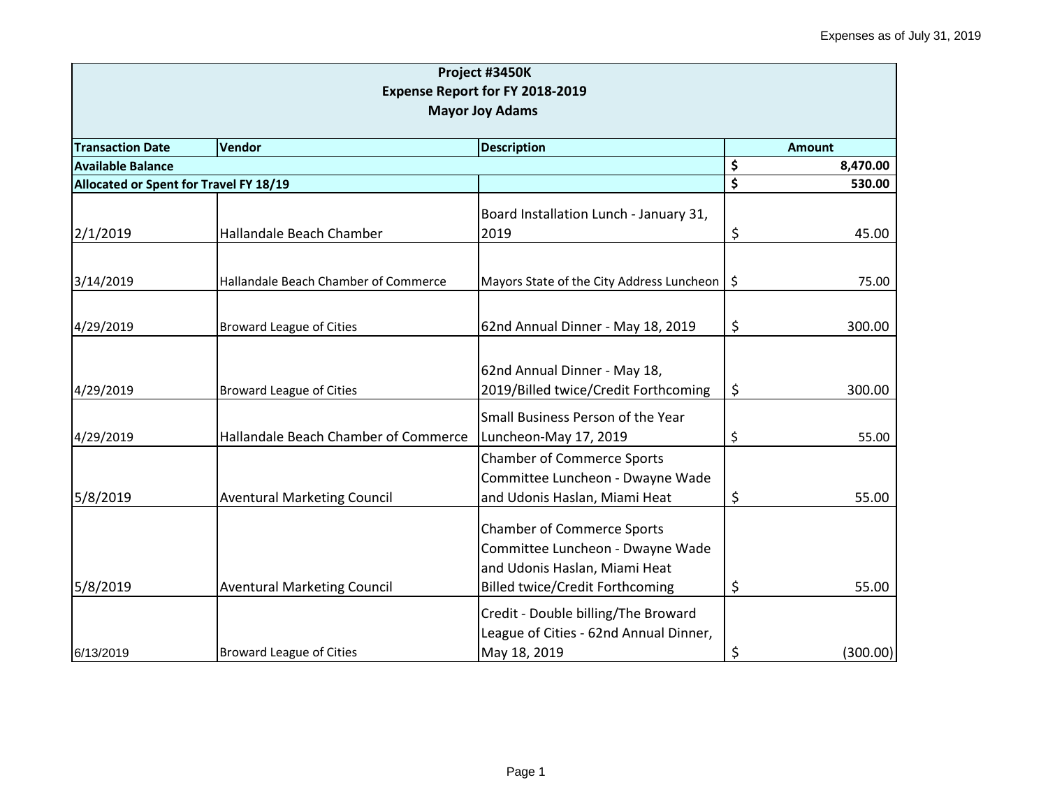Expenses as of July 31, 2019

| Project #3450K<br>Expense Report for FY 2018-2019<br>Mayor Joy Adams | | | |
|---|---|---|---|
| **Transaction Date** | **Vendor** | **Description** | **Amount** |
| **Available Balance** | | | **$ 8,470.00** |
| **Allocated or Spent for Travel FY 18/19** | | | **$ 530.00** |
| 2/1/2019 | Hallandale Beach Chamber | Board Installation Lunch - January 31, 2019 | $ 45.00 |
| 3/14/2019 | Hallandale Beach Chamber of Commerce | Mayors State of the City Address Luncheon | $ 75.00 |
| 4/29/2019 | Broward League of Cities | 62nd Annual Dinner - May 18, 2019 | $ 300.00 |
| 4/29/2019 | Broward League of Cities | 62nd Annual Dinner - May 18, 2019/Billed twice/Credit Forthcoming | $ 300.00 |
| 4/29/2019 | Hallandale Beach Chamber of Commerce | Small Business Person of the Year Luncheon-May 17, 2019 | $ 55.00 |
| 5/8/2019 | Aventural Marketing Council | Chamber of Commerce Sports Committee Luncheon - Dwayne Wade and Udonis Haslan, Miami Heat | $ 55.00 |
| 5/8/2019 | Aventural Marketing Council | Chamber of Commerce Sports Committee Luncheon - Dwayne Wade and Udonis Haslan, Miami Heat Billed twice/Credit Forthcoming | $ 55.00 |
| 6/13/2019 | Broward League of Cities | Credit - Double billing/The Broward League of Cities - 62nd Annual Dinner, May 18, 2019 | $ (300.00) |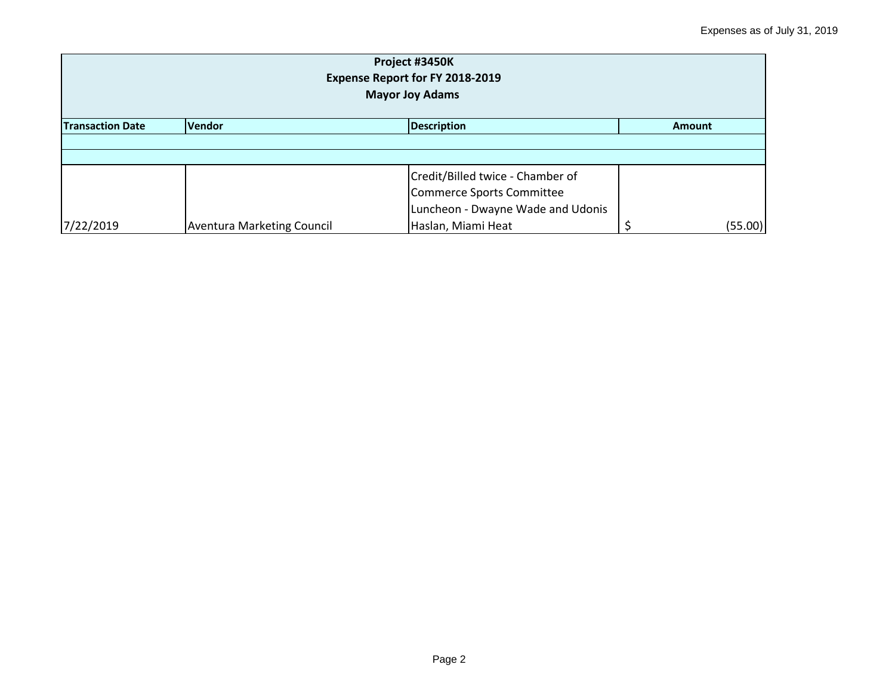| Project #3450K<br>Expense Report for FY 2018-2019<br>Mayor Joy Adams | | | |
|---|---|---|---|
| **Transaction Date** | **Vendor** | **Description** | **Amount** |
| | | | |
| | | | |
| 7/22/2019 | Aventura Marketing Council | Credit/Billed twice - Chamber of Commerce Sports Committee Luncheon - Dwayne Wade and Udonis Haslan, Miami Heat | $ (55.00) |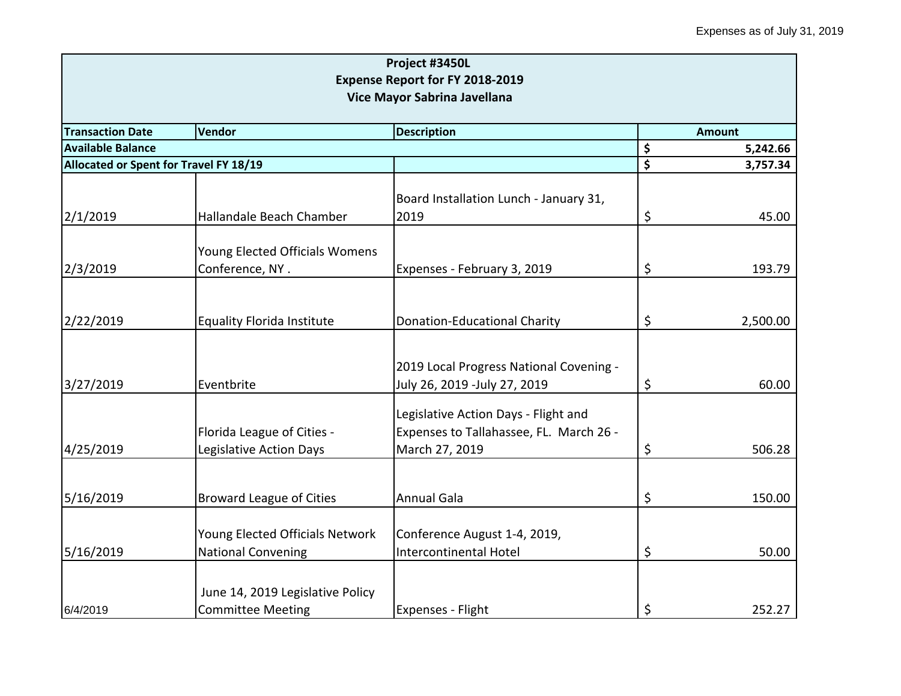Expenses as of July 31, 2019

| Project #3450L<br>Expense Report for FY 2018-2019<br>Vice Mayor Sabrina Javellana | | | |
|---|---|---|---|
| **Transaction Date** | **Vendor** | **Description** | **Amount** |
| **Available Balance** | | | **$ 5,242.66** |
| **Allocated or Spent for Travel FY 18/19** | | | **$ 3,757.34** |
| 2/1/2019 | Hallandale Beach Chamber | Board Installation Lunch - January 31, 2019 | $ 45.00 |
| 2/3/2019 | Young Elected Officials Womens Conference, NY . | Expenses - February 3, 2019 | $ 193.79 |
| 2/22/2019 | Equality Florida Institute | Donation-Educational Charity | $ 2,500.00 |
| 3/27/2019 | Eventbrite | 2019 Local Progress National Covening - July 26, 2019 -July 27, 2019 | $ 60.00 |
| 4/25/2019 | Florida League of Cities - Legislative Action Days | Legislative Action Days - Flight and Expenses to Tallahassee, FL. March 26 - March 27, 2019 | $ 506.28 |
| 5/16/2019 | Broward League of Cities | Annual Gala | $ 150.00 |
| 5/16/2019 | Young Elected Officials Network National Convening | Conference August 1-4, 2019, Intercontinental Hotel | $ 50.00 |
| 6/4/2019 | June 14, 2019 Legislative Policy Committee Meeting | Expenses - Flight | $ 252.27 |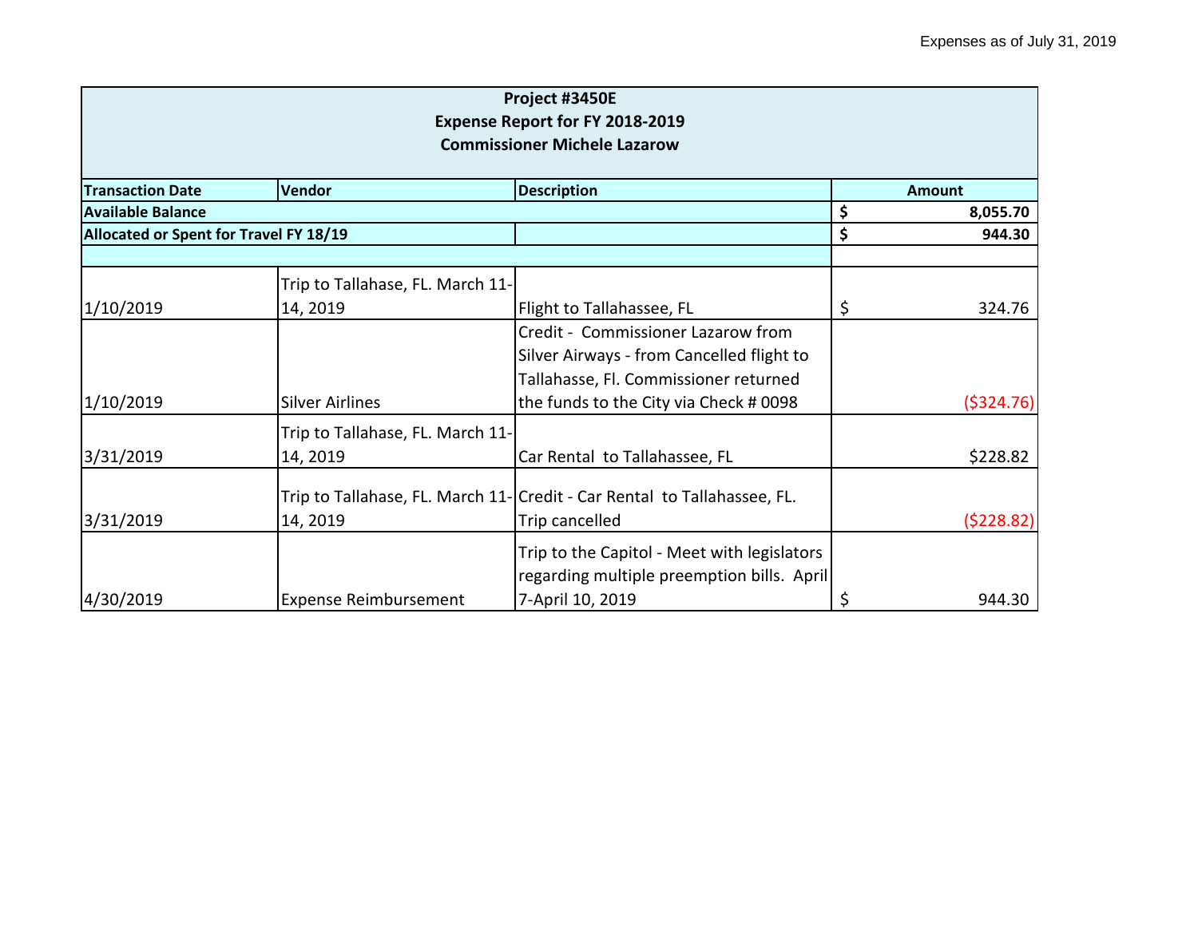Expenses as of July 31, 2019

| Project #3450E<br>Expense Report for FY 2018-2019<br>Commissioner Michele Lazarow | | | |
|---|---|---|---|
| **Transaction Date** | **Vendor** | **Description** | **Amount** |
| **Available Balance** | | | **$ 8,055.70** |
| **Allocated or Spent for Travel FY 18/19** | | | **$ 944.30** |
| | | | |
| 1/10/2019 | Trip to Tallahase, FL. March 11-14, 2019 | Flight to Tallahassee, FL | $ 324.76 |
| 1/10/2019 | Silver Airlines | Credit - Commissioner Lazarow from Silver Airways - from Cancelled flight to Tallahasse, Fl. Commissioner returned the funds to the City via Check # 0098 | ($324.76) |
| 3/31/2019 | Trip to Tallahase, FL. March 11-14, 2019 | Car Rental to Tallahassee, FL | $228.82 |
| 3/31/2019 | Trip to Tallahase, FL. March 11-14, 2019 | Credit - Car Rental to Tallahassee, FL. Trip cancelled | ($228.82) |
| 4/30/2019 | Expense Reimbursement | Trip to the Capitol - Meet with legislators regarding multiple preemption bills. April 7-April 10, 2019 | $ 944.30 |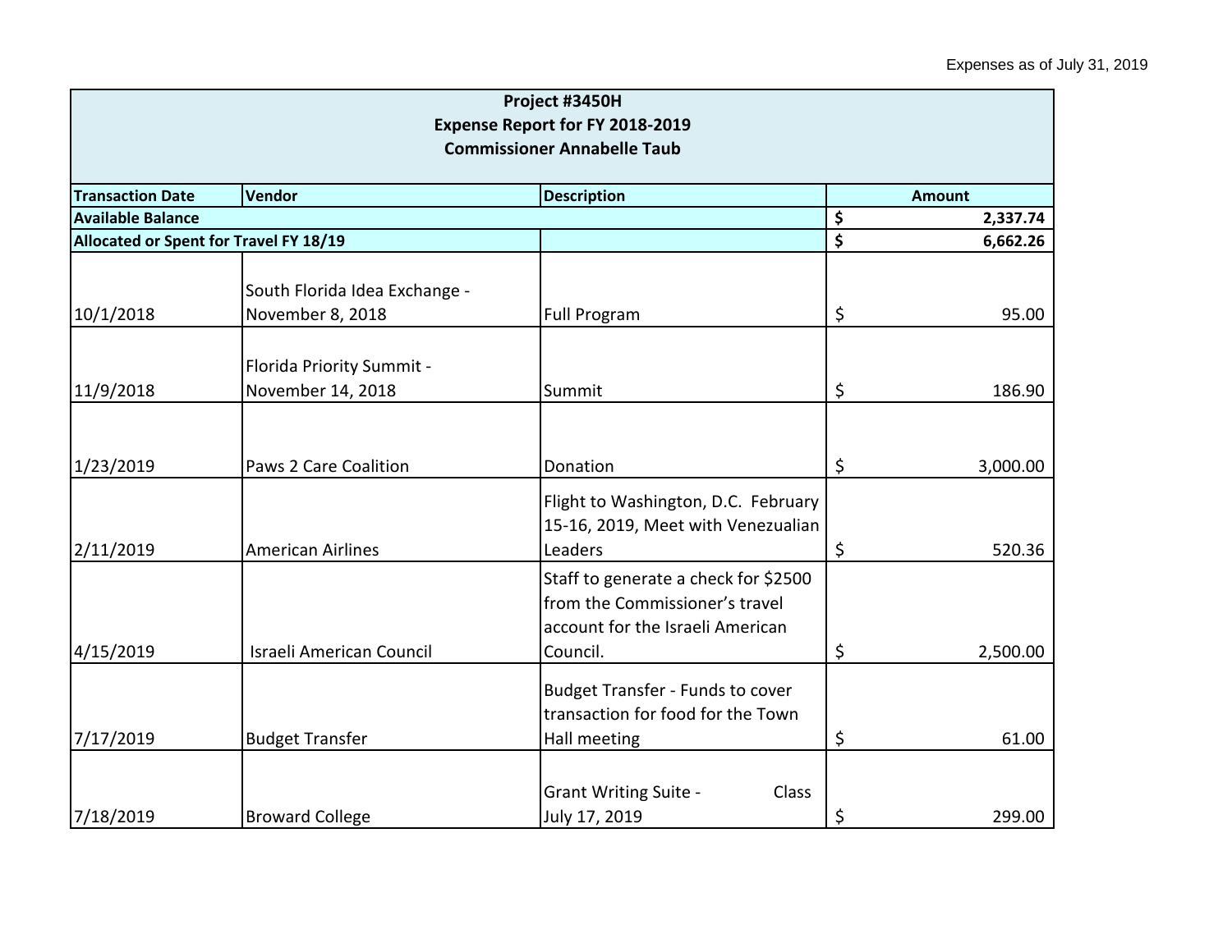Expenses as of July 31, 2019

| Project #3450H<br>Expense Report for FY 2018-2019<br>Commissioner Annabelle Taub | | | |
|---|---|---|---|
| **Transaction Date** | **Vendor** | **Description** | **Amount** |
| **Available Balance** | | | **$ 2,337.74** |
| **Allocated or Spent for Travel FY 18/19** | | | **$ 6,662.26** |
| 10/1/2018 | South Florida Idea Exchange - November 8, 2018 | Full Program | $ 95.00 |
| 11/9/2018 | Florida Priority Summit - November 14, 2018 | Summit | $ 186.90 |
| 1/23/2019 | Paws 2 Care Coalition | Donation | $ 3,000.00 |
| 2/11/2019 | American Airlines | Flight to Washington, D.C. February 15-16, 2019, Meet with Venezualian Leaders | $ 520.36 |
| 4/15/2019 | Israeli American Council | Staff to generate a check for $2500 from the Commissioner's travel account for the Israeli American Council. | $ 2,500.00 |
| 7/17/2019 | Budget Transfer | Budget Transfer - Funds to cover transaction for food for the Town Hall meeting | $ 61.00 |
| 7/18/2019 | Broward College | Grant Writing Suite - Class July 17, 2019 | $ 299.00 |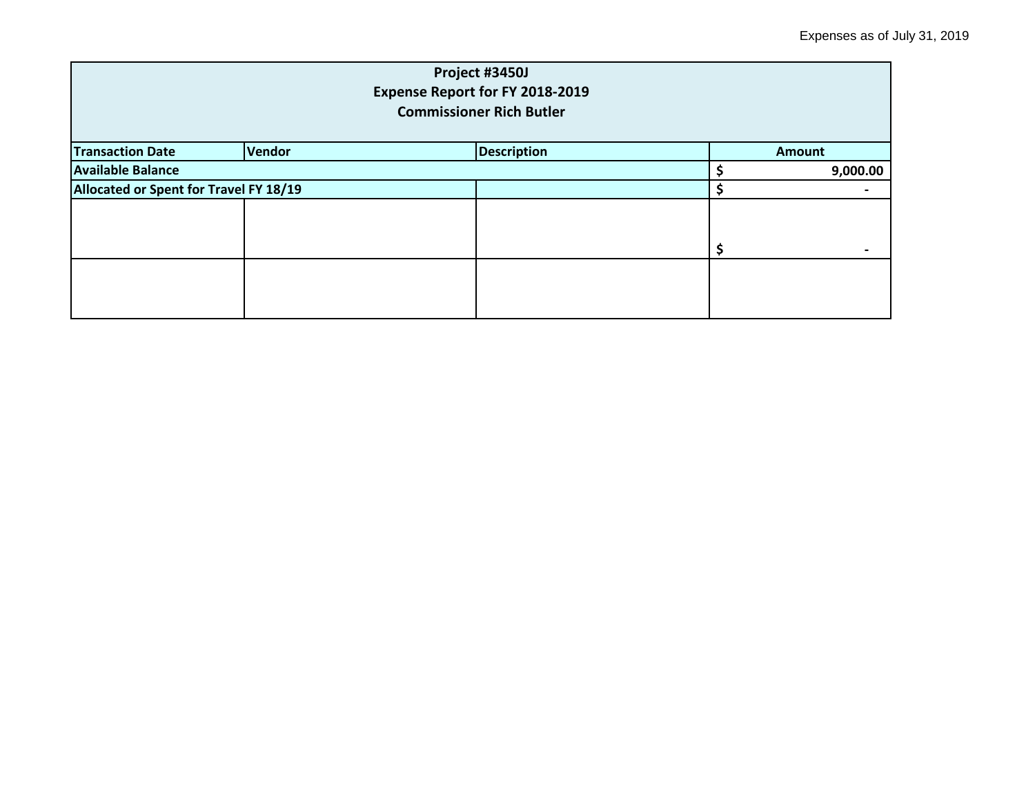Expenses as of July 31, 2019

| Project #3450J<br>Expense Report for FY 2018-2019<br>Commissioner Rich Butler | | | |
|---|---|---|---|
| **Transaction Date** | **Vendor** | **Description** | **Amount** |
| **Available Balance** | | | **$ 9,000.00** |
| **Allocated or Spent for Travel FY 18/19** | | | **$ -** |
| | | | $ - |
| | | | |